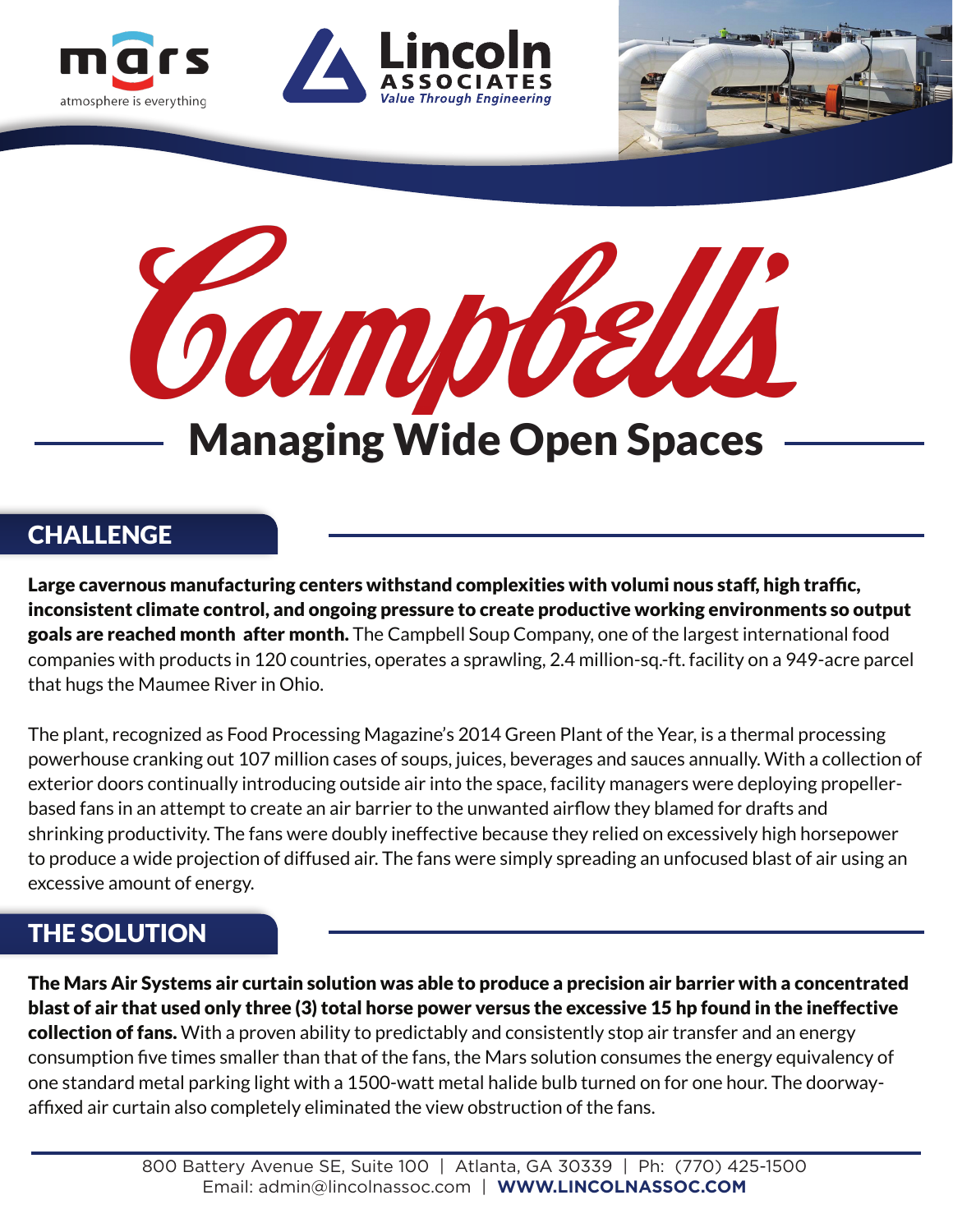mars
atmosphere is everything

Lincoln
ASSOCIATES
*Value Through Engineering*

# Campbell's

## Managing Wide Open Spaces

## CHALLENGE

**Large cavernous manufacturing centers withstand complexities with volumi nous staff, high traffic, inconsistent climate control, and ongoing pressure to create productive working environments so output goals are reached month after month.** The Campbell Soup Company, one of the largest international food companies with products in 120 countries, operates a sprawling, 2.4 million-sq.-ft. facility on a 949-acre parcel that hugs the Maumee River in Ohio.

The plant, recognized as Food Processing Magazine's 2014 Green Plant of the Year, is a thermal processing powerhouse cranking out 107 million cases of soups, juices, beverages and sauces annually. With a collection of exterior doors continually introducing outside air into the space, facility managers were deploying propeller-based fans in an attempt to create an air barrier to the unwanted airflow they blamed for drafts and shrinking productivity. The fans were doubly ineffective because they relied on excessively high horsepower to produce a wide projection of diffused air. The fans were simply spreading an unfocused blast of air using an excessive amount of energy.

## THE SOLUTION

**The Mars Air Systems air curtain solution was able to produce a precision air barrier with a concentrated blast of air that used only three (3) total horse power versus the excessive 15 hp found in the ineffective collection of fans.** With a proven ability to predictably and consistently stop air transfer and an energy consumption five times smaller than that of the fans, the Mars solution consumes the energy equivalency of one standard metal parking light with a 1500-watt metal halide bulb turned on for one hour. The doorway-affixed air curtain also completely eliminated the view obstruction of the fans.

800 Battery Avenue SE, Suite 100 | Atlanta, GA 30339 | Ph: (770) 425-1500
Email: admin@lincolnassoc.com | **WWW.LINCOLNASSOC.COM**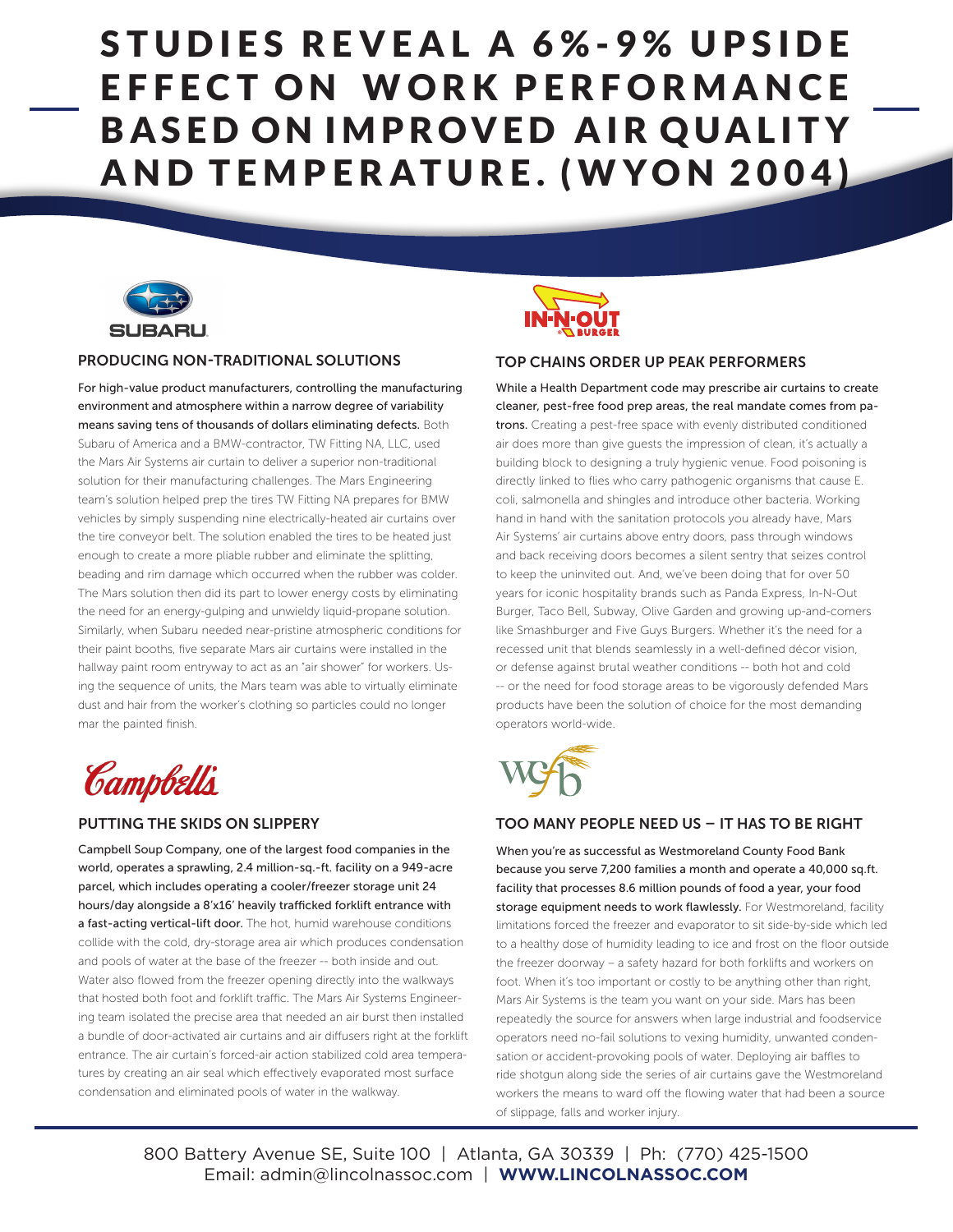# STUDIES REVEAL A 6%-9% UPSIDE EFFECT ON WORK PERFORMANCE BASED ON IMPROVED AIR QUALITY AND TEMPERATURE. (WYON 2004)

SUBARU

## PRODUCING NON-TRADITIONAL SOLUTIONS

**For high-value product manufacturers, controlling the manufacturing environment and atmosphere within a narrow degree of variability means saving tens of thousands of dollars eliminating defects.** Both Subaru of America and a BMW-contractor, TW Fitting NA, LLC, used the Mars Air Systems air curtain to deliver a superior non-traditional solution for their manufacturing challenges. The Mars Engineering team's solution helped prep the tires TW Fitting NA prepares for BMW vehicles by simply suspending nine electrically-heated air curtains over the tire conveyor belt. The solution enabled the tires to be heated just enough to create a more pliable rubber and eliminate the splitting, beading and rim damage which occurred when the rubber was colder. The Mars solution then did its part to lower energy costs by eliminating the need for an energy-gulping and unwieldy liquid-propane solution. Similarly, when Subaru needed near-pristine atmospheric conditions for their paint booths, five separate Mars air curtains were installed in the hallway paint room entryway to act as an "air shower" for workers. Using the sequence of units, the Mars team was able to virtually eliminate dust and hair from the worker's clothing so particles could no longer mar the painted finish.

IN-N-OUT BURGER

## TOP CHAINS ORDER UP PEAK PERFORMERS

**While a Health Department code may prescribe air curtains to create cleaner, pest-free food prep areas, the real mandate comes from patrons.** Creating a pest-free space with evenly distributed conditioned air does more than give guests the impression of clean, it's actually a building block to designing a truly hygienic venue. Food poisoning is directly linked to flies who carry pathogenic organisms that cause E. coli, salmonella and shingles and introduce other bacteria. Working hand in hand with the sanitation protocols you already have, Mars Air Systems' air curtains above entry doors, pass through windows and back receiving doors becomes a silent sentry that seizes control to keep the uninvited out. And, we've been doing that for over 50 years for iconic hospitality brands such as Panda Express, In-N-Out Burger, Taco Bell, Subway, Olive Garden and growing up-and-comers like Smashburger and Five Guys Burgers. Whether it's the need for a recessed unit that blends seamlessly in a well-defined décor vision, or defense against brutal weather conditions -- both hot and cold -- or the need for food storage areas to be vigorously defended Mars products have been the solution of choice for the most demanding operators world-wide.

Campbell's

## PUTTING THE SKIDS ON SLIPPERY

**Campbell Soup Company, one of the largest food companies in the world, operates a sprawling, 2.4 million-sq.-ft. facility on a 949-acre parcel, which includes operating a cooler/freezer storage unit 24 hours/day alongside a 8'x16' heavily trafficked forklift entrance with a fast-acting vertical-lift door.** The hot, humid warehouse conditions collide with the cold, dry-storage area air which produces condensation and pools of water at the base of the freezer -- both inside and out. Water also flowed from the freezer opening directly into the walkways that hosted both foot and forklift traffic. The Mars Air Systems Engineering team isolated the precise area that needed an air burst then installed a bundle of door-activated air curtains and air diffusers right at the forklift entrance. The air curtain's forced-air action stabilized cold area temperatures by creating an air seal which effectively evaporated most surface condensation and eliminated pools of water in the walkway.

WCFB

## TOO MANY PEOPLE NEED US – IT HAS TO BE RIGHT

**When you're as successful as Westmoreland County Food Bank because you serve 7,200 families a month and operate a 40,000 sq.ft. facility that processes 8.6 million pounds of food a year, your food storage equipment needs to work flawlessly.** For Westmoreland, facility limitations forced the freezer and evaporator to sit side-by-side which led to a healthy dose of humidity leading to ice and frost on the floor outside the freezer doorway – a safety hazard for both forklifts and workers on foot. When it's too important or costly to be anything other than right, Mars Air Systems is the team you want on your side. Mars has been repeatedly the source for answers when large industrial and foodservice operators need no-fail solutions to vexing humidity, unwanted condensation or accident-provoking pools of water. Deploying air baffles to ride shotgun along side the series of air curtains gave the Westmoreland workers the means to ward off the flowing water that had been a source of slippage, falls and worker injury.

800 Battery Avenue SE, Suite 100 | Atlanta, GA 30339 | Ph: (770) 425-1500
Email: admin@lincolnassoc.com | **WWW.LINCOLNASSOC.COM**